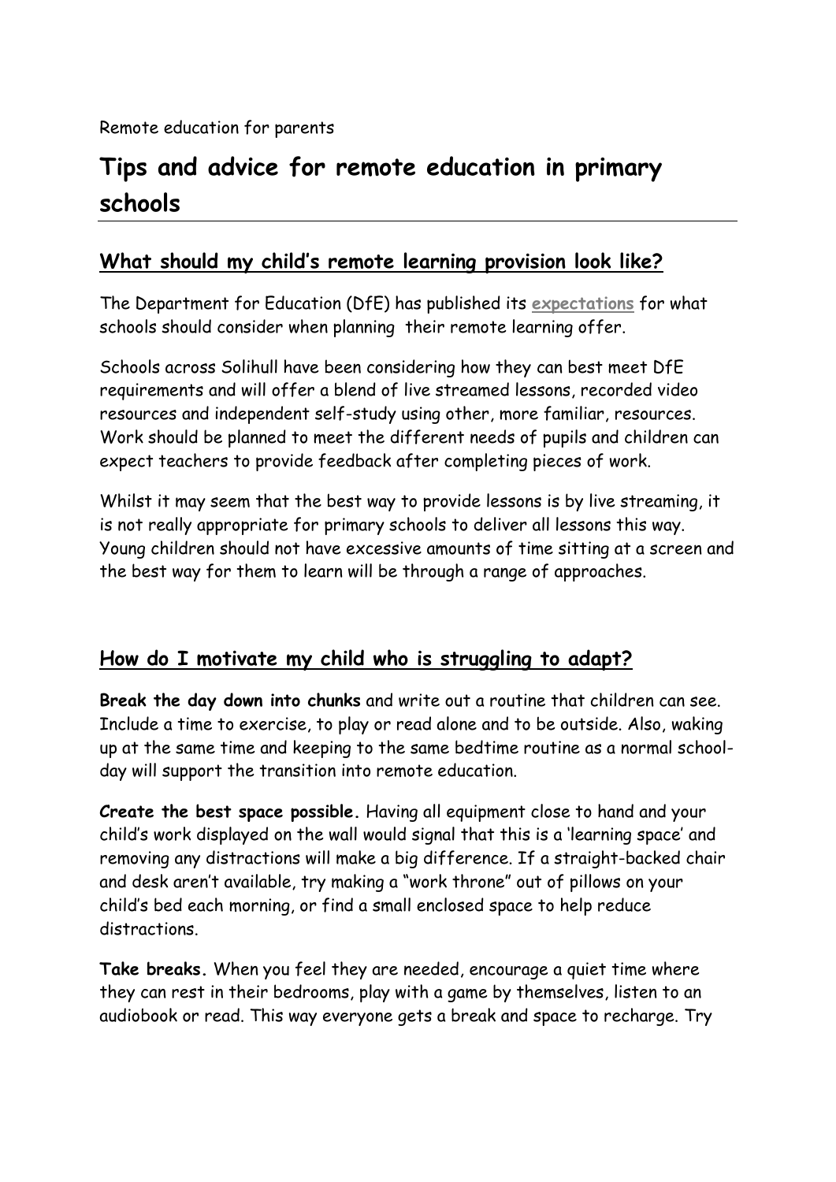Remote education for parents

# Tips and advice for remote education in primary schools

## What should my child's remote learning provision look like?

The Department for Education (DfE) has published its **expectations** for what schools should consider when planning their remote learning offer.

Schools across Solihull have been considering how they can best meet DfE requirements and will offer a blend of live streamed lessons, recorded video resources and independent self-study using other, more familiar, resources. Work should be planned to meet the different needs of pupils and children can expect teachers to provide feedback after completing pieces of work.

Whilst it may seem that the best way to provide lessons is by live streaming, it is not really appropriate for primary schools to deliver all lessons this way. Young children should not have excessive amounts of time sitting at a screen and the best way for them to learn will be through a range of approaches.

## How do I motivate my child who is struggling to adapt?

**Break the day down into chunks** and write out a routine that children can see. Include a time to exercise, to play or read alone and to be outside. Also, waking up at the same time and keeping to the same bedtime routine as a normal school-day will support the transition into remote education.

**Create the best space possible.** Having all equipment close to hand and your child's work displayed on the wall would signal that this is a 'learning space' and removing any distractions will make a big difference. If a straight-backed chair and desk aren't available, try making a "work throne" out of pillows on your child's bed each morning, or find a small enclosed space to help reduce distractions.

**Take breaks.** When you feel they are needed, encourage a quiet time where they can rest in their bedrooms, play with a game by themselves, listen to an audiobook or read. This way everyone gets a break and space to recharge. Try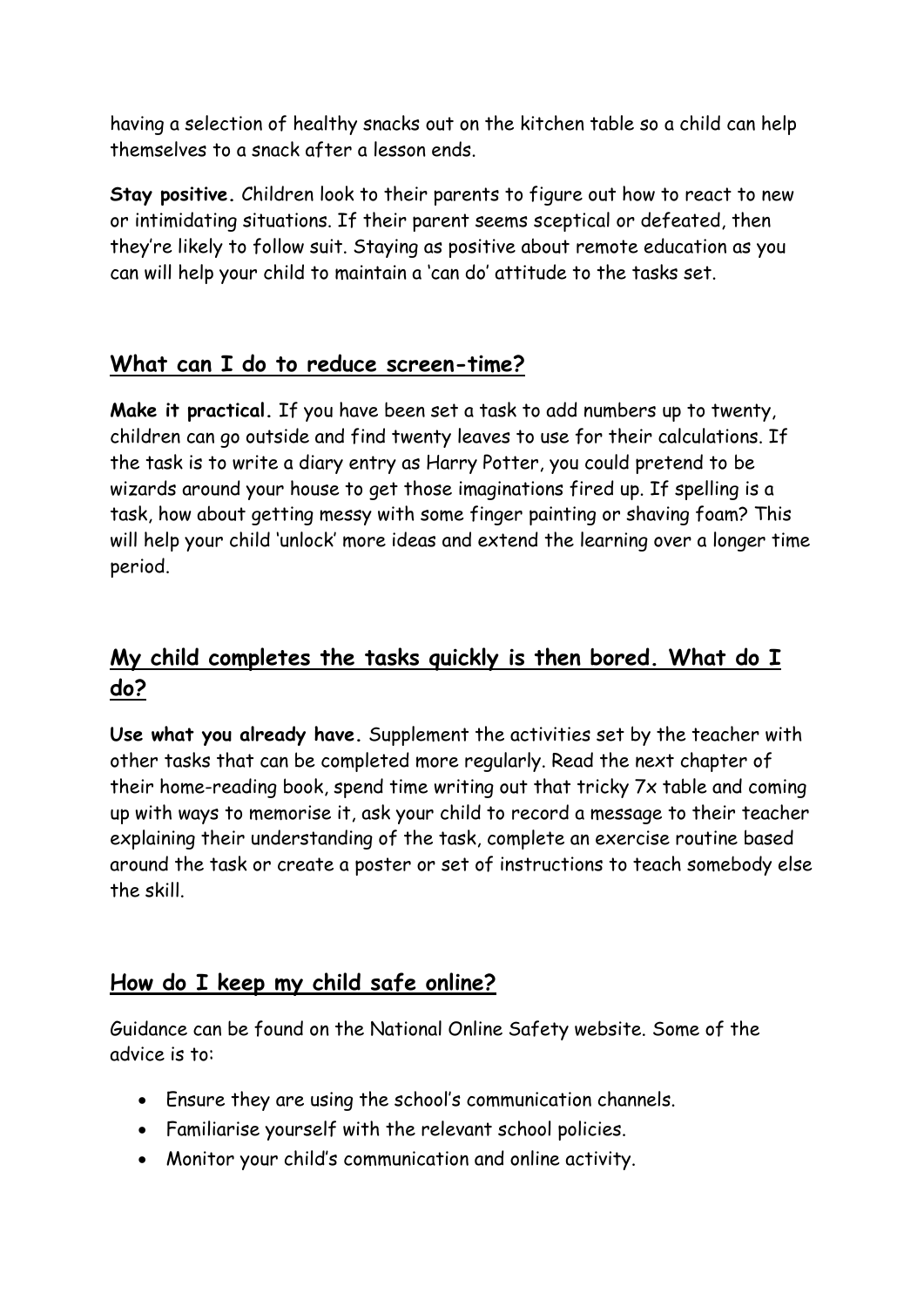having a selection of healthy snacks out on the kitchen table so a child can help themselves to a snack after a lesson ends.

**Stay positive.** Children look to their parents to figure out how to react to new or intimidating situations. If their parent seems sceptical or defeated, then they're likely to follow suit. Staying as positive about remote education as you can will help your child to maintain a 'can do' attitude to the tasks set.

## What can I do to reduce screen-time?

**Make it practical.** If you have been set a task to add numbers up to twenty, children can go outside and find twenty leaves to use for their calculations. If the task is to write a diary entry as Harry Potter, you could pretend to be wizards around your house to get those imaginations fired up. If spelling is a task, how about getting messy with some finger painting or shaving foam? This will help your child 'unlock' more ideas and extend the learning over a longer time period.

## My child completes the tasks quickly is then bored. What do I do?

**Use what you already have.** Supplement the activities set by the teacher with other tasks that can be completed more regularly. Read the next chapter of their home-reading book, spend time writing out that tricky 7x table and coming up with ways to memorise it, ask your child to record a message to their teacher explaining their understanding of the task, complete an exercise routine based around the task or create a poster or set of instructions to teach somebody else the skill.

## How do I keep my child safe online?

Guidance can be found on the National Online Safety website. Some of the advice is to:

- Ensure they are using the school's communication channels.
- Familiarise yourself with the relevant school policies.
- Monitor your child's communication and online activity.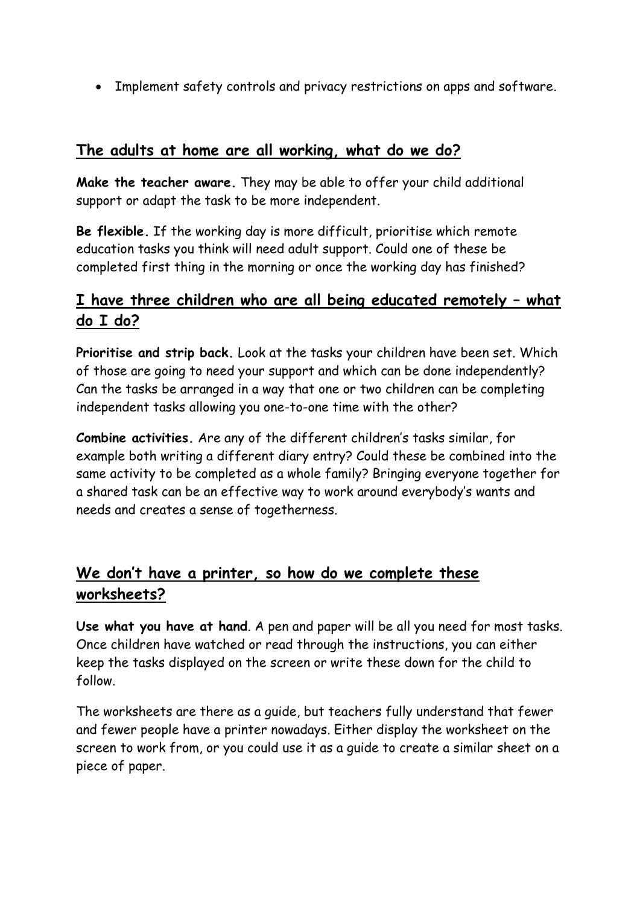- Implement safety controls and privacy restrictions on apps and software.

## The adults at home are all working, what do we do?

**Make the teacher aware.** They may be able to offer your child additional support or adapt the task to be more independent.

**Be flexible.** If the working day is more difficult, prioritise which remote education tasks you think will need adult support. Could one of these be completed first thing in the morning or once the working day has finished?

## I have three children who are all being educated remotely – what do I do?

**Prioritise and strip back.** Look at the tasks your children have been set. Which of those are going to need your support and which can be done independently? Can the tasks be arranged in a way that one or two children can be completing independent tasks allowing you one-to-one time with the other?

**Combine activities.** Are any of the different children's tasks similar, for example both writing a different diary entry? Could these be combined into the same activity to be completed as a whole family? Bringing everyone together for a shared task can be an effective way to work around everybody's wants and needs and creates a sense of togetherness.

## We don't have a printer, so how do we complete these worksheets?

**Use what you have at hand**. A pen and paper will be all you need for most tasks. Once children have watched or read through the instructions, you can either keep the tasks displayed on the screen or write these down for the child to follow.

The worksheets are there as a guide, but teachers fully understand that fewer and fewer people have a printer nowadays. Either display the worksheet on the screen to work from, or you could use it as a guide to create a similar sheet on a piece of paper.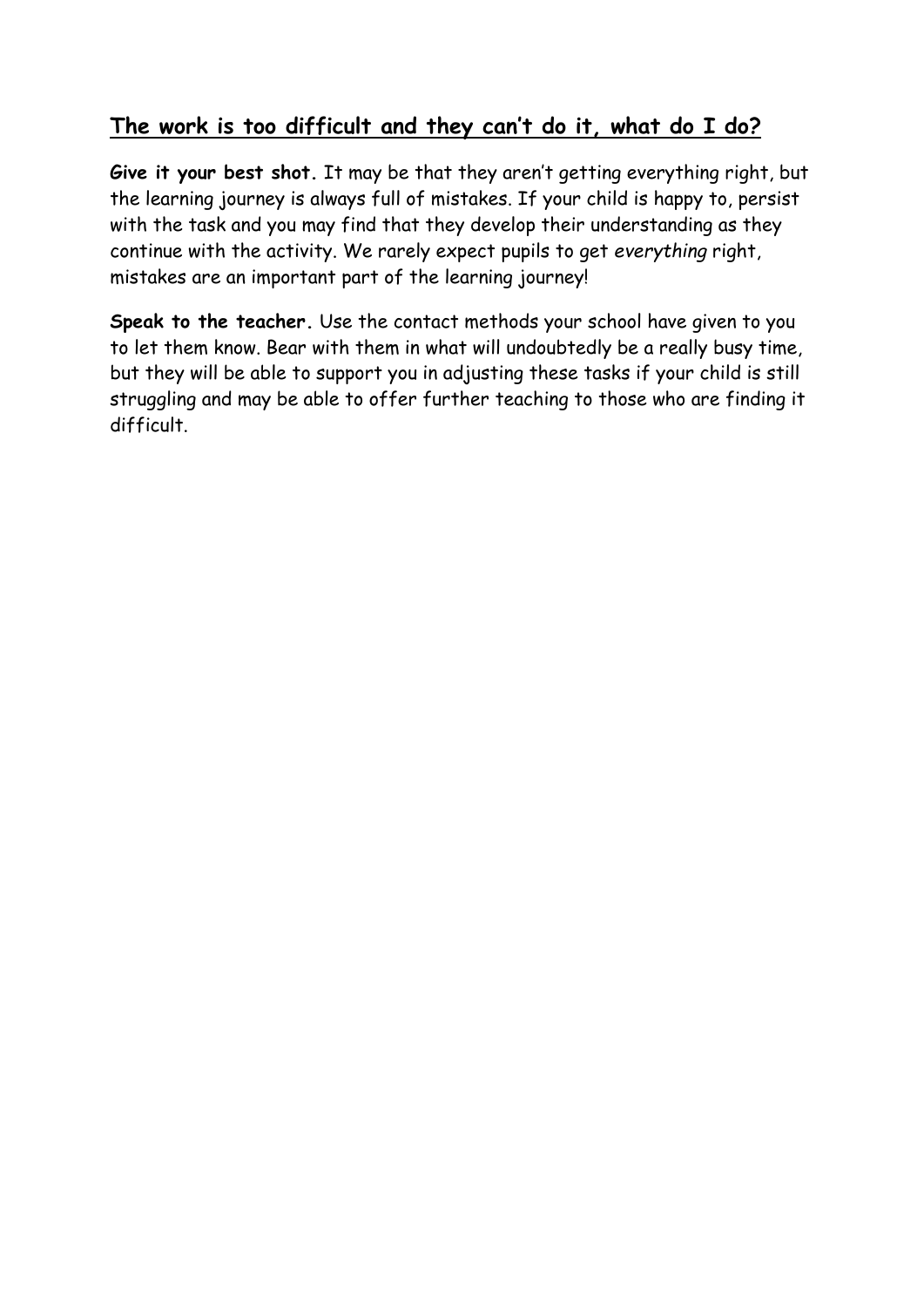## The work is too difficult and they can't do it, what do I do?

**Give it your best shot.** It may be that they aren't getting everything right, but the learning journey is always full of mistakes. If your child is happy to, persist with the task and you may find that they develop their understanding as they continue with the activity. We rarely expect pupils to get *everything* right, mistakes are an important part of the learning journey!

**Speak to the teacher.** Use the contact methods your school have given to you to let them know. Bear with them in what will undoubtedly be a really busy time, but they will be able to support you in adjusting these tasks if your child is still struggling and may be able to offer further teaching to those who are finding it difficult.